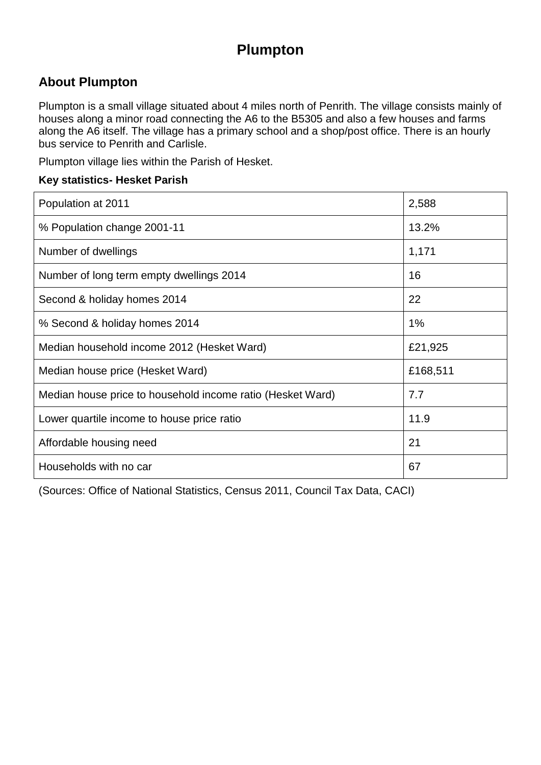# Plumpton

## About Plumpton

Plumpton is a small village situated about 4 miles north of Penrith. The village consists mainly of houses along a minor road connecting the A6 to the B5305 and also a few houses and farms along the A6 itself. The village has a primary school and a shop/post office. There is an hourly bus service to Penrith and Carlisle.

Plumpton village lies within the Parish of Hesket.

**Key statistics- Hesket Parish**

| | |
|---|---|
| Population at 2011 | 2,588 |
| % Population change 2001-11 | 13.2% |
| Number of dwellings | 1,171 |
| Number of long term empty dwellings 2014 | 16 |
| Second & holiday homes 2014 | 22 |
| % Second & holiday homes 2014 | 1% |
| Median household income 2012 (Hesket Ward) | £21,925 |
| Median house price (Hesket Ward) | £168,511 |
| Median house price to household income ratio (Hesket Ward) | 7.7 |
| Lower quartile income to house price ratio | 11.9 |
| Affordable housing need | 21 |
| Households with no car | 67 |

(Sources: Office of National Statistics, Census 2011, Council Tax Data, CACI)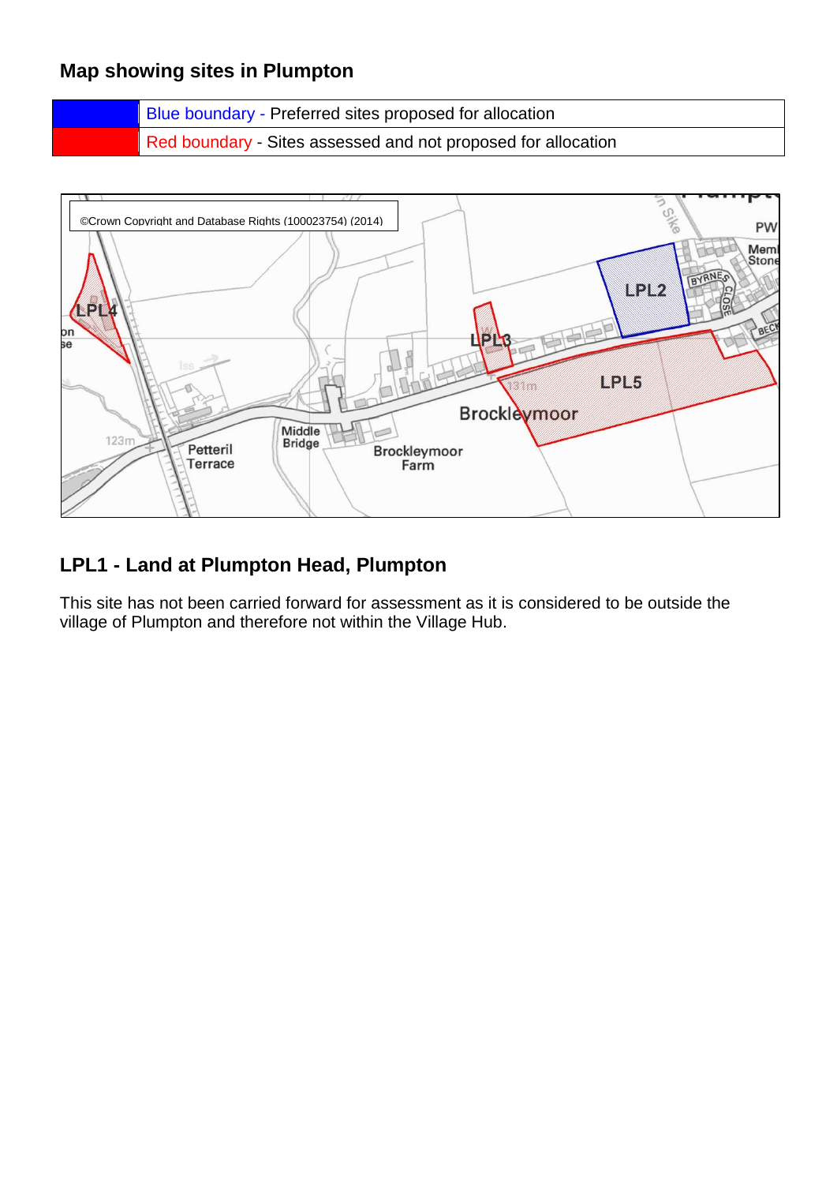## Map showing sites in Plumpton

| | |
|---|---|
| | Blue boundary - Preferred sites proposed for allocation |
| | Red boundary - Sites assessed and not proposed for allocation |

## LPL1 - Land at Plumpton Head, Plumpton

This site has not been carried forward for assessment as it is considered to be outside the village of Plumpton and therefore not within the Village Hub.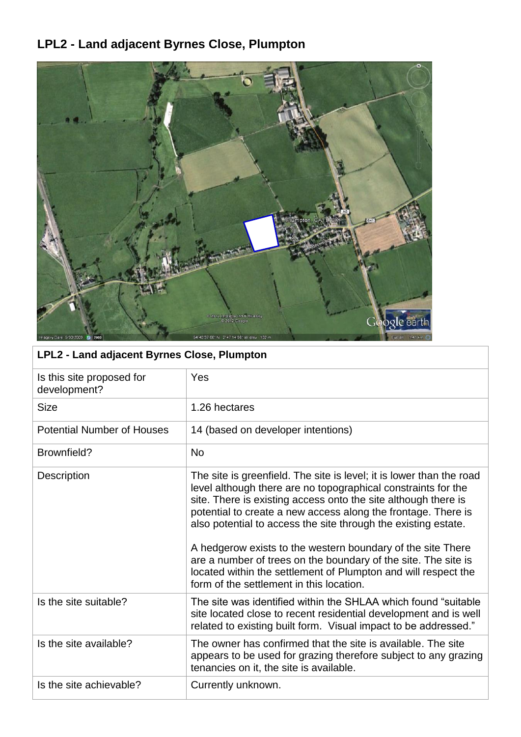# LPL2 - Land adjacent Byrnes Close, Plumpton

| LPL2 - Land adjacent Byrnes Close, Plumpton | |
|---|---|
| Is this site proposed for development? | Yes |
| Size | 1.26 hectares |
| Potential Number of Houses | 14 (based on developer intentions) |
| Brownfield? | No |
| Description | The site is greenfield. The site is level; it is lower than the road level although there are no topographical constraints for the site. There is existing access onto the site although there is potential to create a new access along the frontage. There is also potential to access the site through the existing estate.<br><br>A hedgerow exists to the western boundary of the site There are a number of trees on the boundary of the site. The site is located within the settlement of Plumpton and will respect the form of the settlement in this location. |
| Is the site suitable? | The site was identified within the SHLAA which found "suitable site located close to recent residential development and is well related to existing built form. Visual impact to be addressed." |
| Is the site available? | The owner has confirmed that the site is available. The site appears to be used for grazing therefore subject to any grazing tenancies on it, the site is available. |
| Is the site achievable? | Currently unknown. |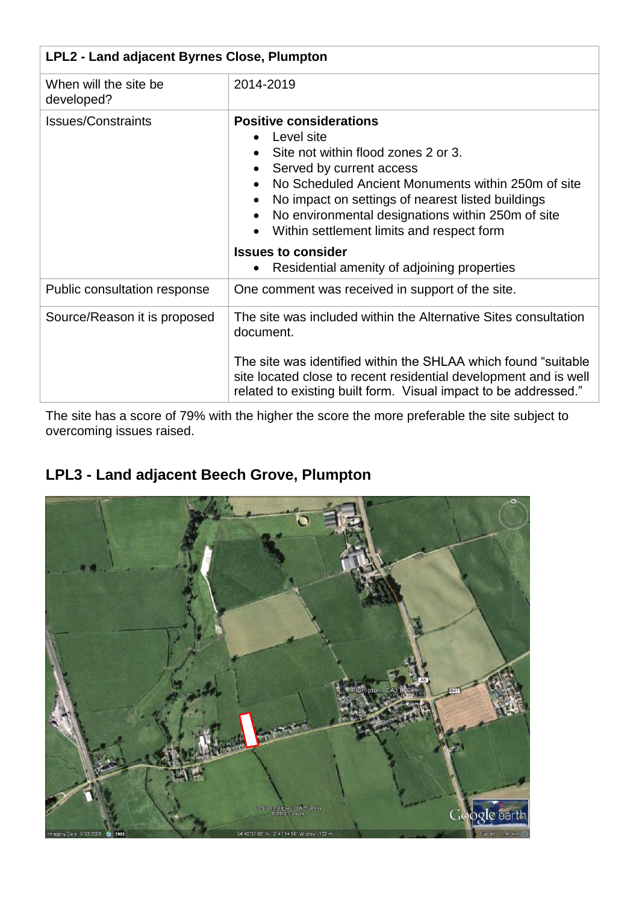| LPL2 - Land adjacent Byrnes Close, Plumpton | |
|---|---|
| When will the site be developed? | 2014-2019 |
| Issues/Constraints | **Positive considerations**<br>• Level site<br>• Site not within flood zones 2 or 3.<br>• Served by current access<br>• No Scheduled Ancient Monuments within 250m of site<br>• No impact on settings of nearest listed buildings<br>• No environmental designations within 250m of site<br>• Within settlement limits and respect form<br>**Issues to consider**<br>• Residential amenity of adjoining properties |
| Public consultation response | One comment was received in support of the site. |
| Source/Reason it is proposed | The site was included within the Alternative Sites consultation document.<br><br>The site was identified within the SHLAA which found "suitable site located close to recent residential development and is well related to existing built form. Visual impact to be addressed." |

The site has a score of 79% with the higher the score the more preferable the site subject to overcoming issues raised.

## LPL3 - Land adjacent Beech Grove, Plumpton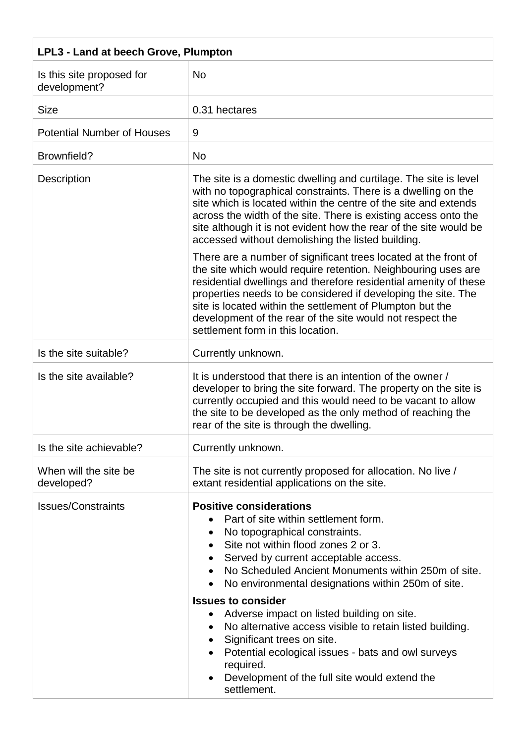| LPL3 - Land at beech Grove, Plumpton | |
|---|---|
| Is this site proposed for development? | No |
| Size | 0.31 hectares |
| Potential Number of Houses | 9 |
| Brownfield? | No |
| Description | The site is a domestic dwelling and curtilage. The site is level with no topographical constraints. There is a dwelling on the site which is located within the centre of the site and extends across the width of the site. There is existing access onto the site although it is not evident how the rear of the site would be accessed without demolishing the listed building.<br><br>There are a number of significant trees located at the front of the site which would require retention. Neighbouring uses are residential dwellings and therefore residential amenity of these properties needs to be considered if developing the site. The site is located within the settlement of Plumpton but the development of the rear of the site would not respect the settlement form in this location. |
| Is the site suitable? | Currently unknown. |
| Is the site available? | It is understood that there is an intention of the owner / developer to bring the site forward. The property on the site is currently occupied and this would need to be vacant to allow the site to be developed as the only method of reaching the rear of the site is through the dwelling. |
| Is the site achievable? | Currently unknown. |
| When will the site be developed? | The site is not currently proposed for allocation. No live / extant residential applications on the site. |
| Issues/Constraints | **Positive considerations**<br>• Part of site within settlement form.<br>• No topographical constraints.<br>• Site not within flood zones 2 or 3.<br>• Served by current acceptable access.<br>• No Scheduled Ancient Monuments within 250m of site.<br>• No environmental designations within 250m of site.<br><br>**Issues to consider**<br>• Adverse impact on listed building on site.<br>• No alternative access visible to retain listed building.<br>• Significant trees on site.<br>• Potential ecological issues - bats and owl surveys required.<br>• Development of the full site would extend the settlement. |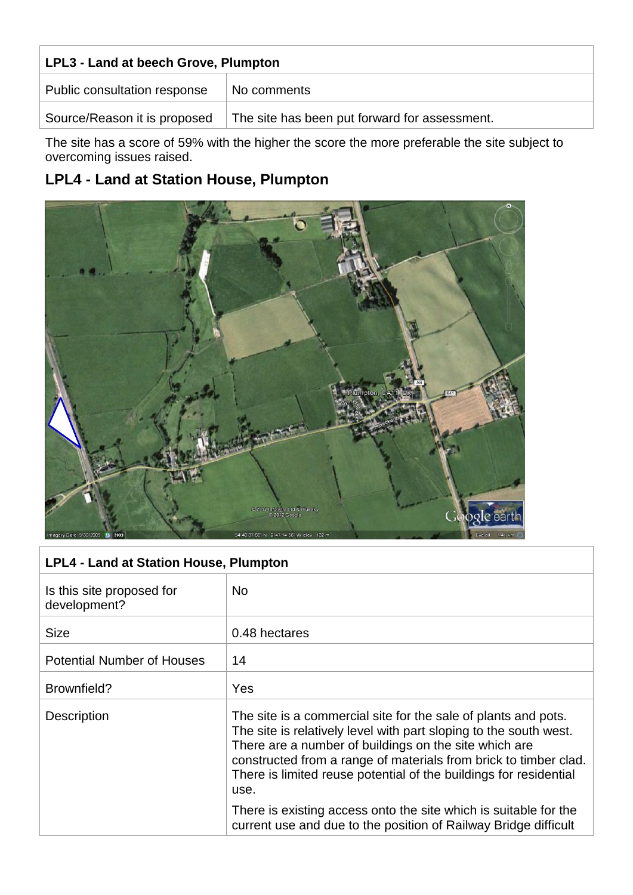| LPL3 - Land at beech Grove, Plumpton | |
| --- | --- |
| Public consultation response | No comments |
| Source/Reason it is proposed | The site has been put forward for assessment. |

The site has a score of 59% with the higher the score the more preferable the site subject to overcoming issues raised.

## LPL4 - Land at Station House, Plumpton

| LPL4 - Land at Station House, Plumpton | |
| --- | --- |
| Is this site proposed for development? | No |
| Size | 0.48 hectares |
| Potential Number of Houses | 14 |
| Brownfield? | Yes |
| Description | The site is a commercial site for the sale of plants and pots. The site is relatively level with part sloping to the south west. There are a number of buildings on the site which are constructed from a range of materials from brick to timber clad. There is limited reuse potential of the buildings for residential use.<br><br>There is existing access onto the site which is suitable for the current use and due to the position of Railway Bridge difficult |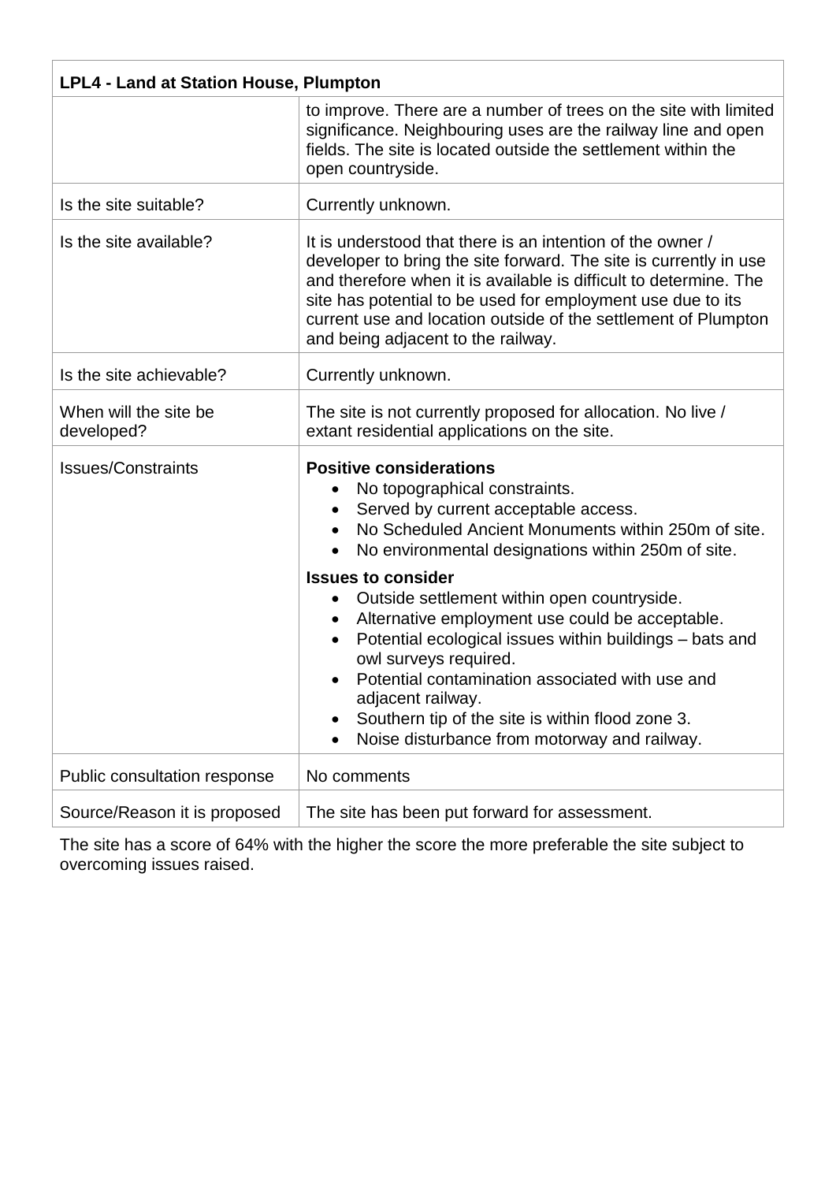| LPL4 - Land at Station House, Plumpton | |
|---|---|
| | to improve. There are a number of trees on the site with limited significance. Neighbouring uses are the railway line and open fields. The site is located outside the settlement within the open countryside. |
| Is the site suitable? | Currently unknown. |
| Is the site available? | It is understood that there is an intention of the owner / developer to bring the site forward. The site is currently in use and therefore when it is available is difficult to determine. The site has potential to be used for employment use due to its current use and location outside of the settlement of Plumpton and being adjacent to the railway. |
| Is the site achievable? | Currently unknown. |
| When will the site be developed? | The site is not currently proposed for allocation. No live / extant residential applications on the site. |
| Issues/Constraints | **Positive considerations**<br>• No topographical constraints.<br>• Served by current acceptable access.<br>• No Scheduled Ancient Monuments within 250m of site.<br>• No environmental designations within 250m of site.<br>**Issues to consider**<br>• Outside settlement within open countryside.<br>• Alternative employment use could be acceptable.<br>• Potential ecological issues within buildings – bats and owl surveys required.<br>• Potential contamination associated with use and adjacent railway.<br>• Southern tip of the site is within flood zone 3.<br>• Noise disturbance from motorway and railway. |
| Public consultation response | No comments |
| Source/Reason it is proposed | The site has been put forward for assessment. |

The site has a score of 64% with the higher the score the more preferable the site subject to overcoming issues raised.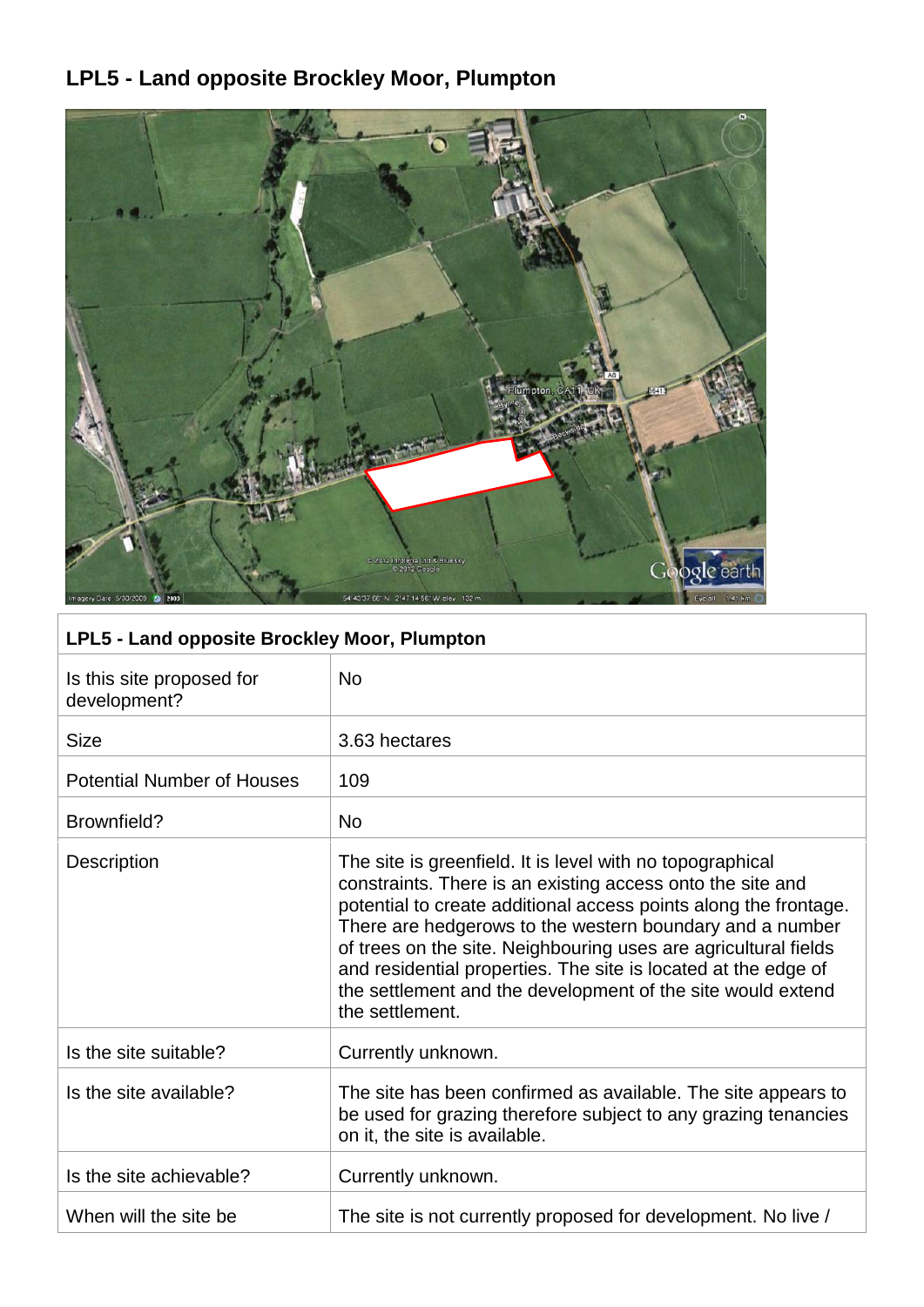## LPL5 - Land opposite Brockley Moor, Plumpton

| LPL5 - Land opposite Brockley Moor, Plumpton | |
|---|---|
| Is this site proposed for development? | No |
| Size | 3.63 hectares |
| Potential Number of Houses | 109 |
| Brownfield? | No |
| Description | The site is greenfield. It is level with no topographical constraints. There is an existing access onto the site and potential to create additional access points along the frontage. There are hedgerows to the western boundary and a number of trees on the site. Neighbouring uses are agricultural fields and residential properties. The site is located at the edge of the settlement and the development of the site would extend the settlement. |
| Is the site suitable? | Currently unknown. |
| Is the site available? | The site has been confirmed as available. The site appears to be used for grazing therefore subject to any grazing tenancies on it, the site is available. |
| Is the site achievable? | Currently unknown. |
| When will the site be | The site is not currently proposed for development. No live / |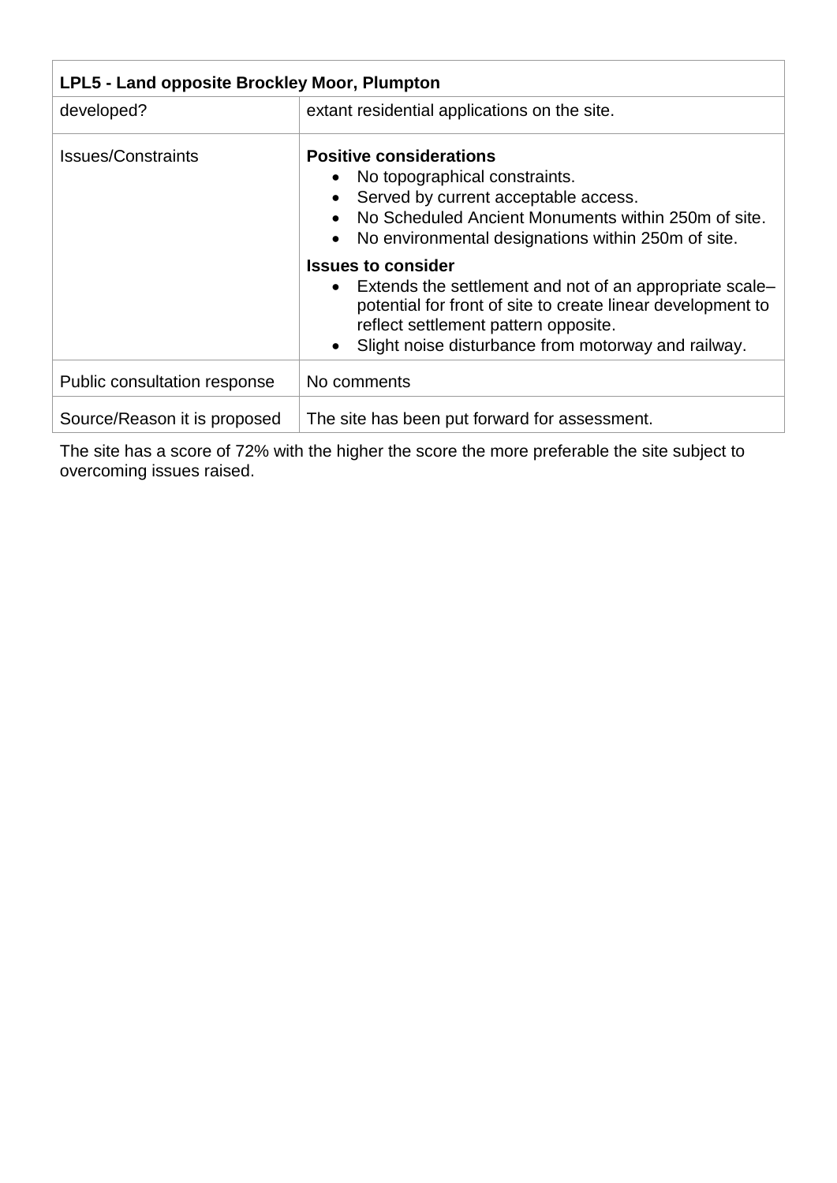| LPL5 - Land opposite Brockley Moor, Plumpton | |
|---|---|
| developed? | extant residential applications on the site. |
| Issues/Constraints | **Positive considerations**<br>• No topographical constraints.<br>• Served by current acceptable access.<br>• No Scheduled Ancient Monuments within 250m of site.<br>• No environmental designations within 250m of site.<br>**Issues to consider**<br>• Extends the settlement and not of an appropriate scale– potential for front of site to create linear development to reflect settlement pattern opposite.<br>• Slight noise disturbance from motorway and railway. |
| Public consultation response | No comments |
| Source/Reason it is proposed | The site has been put forward for assessment. |

The site has a score of 72% with the higher the score the more preferable the site subject to overcoming issues raised.